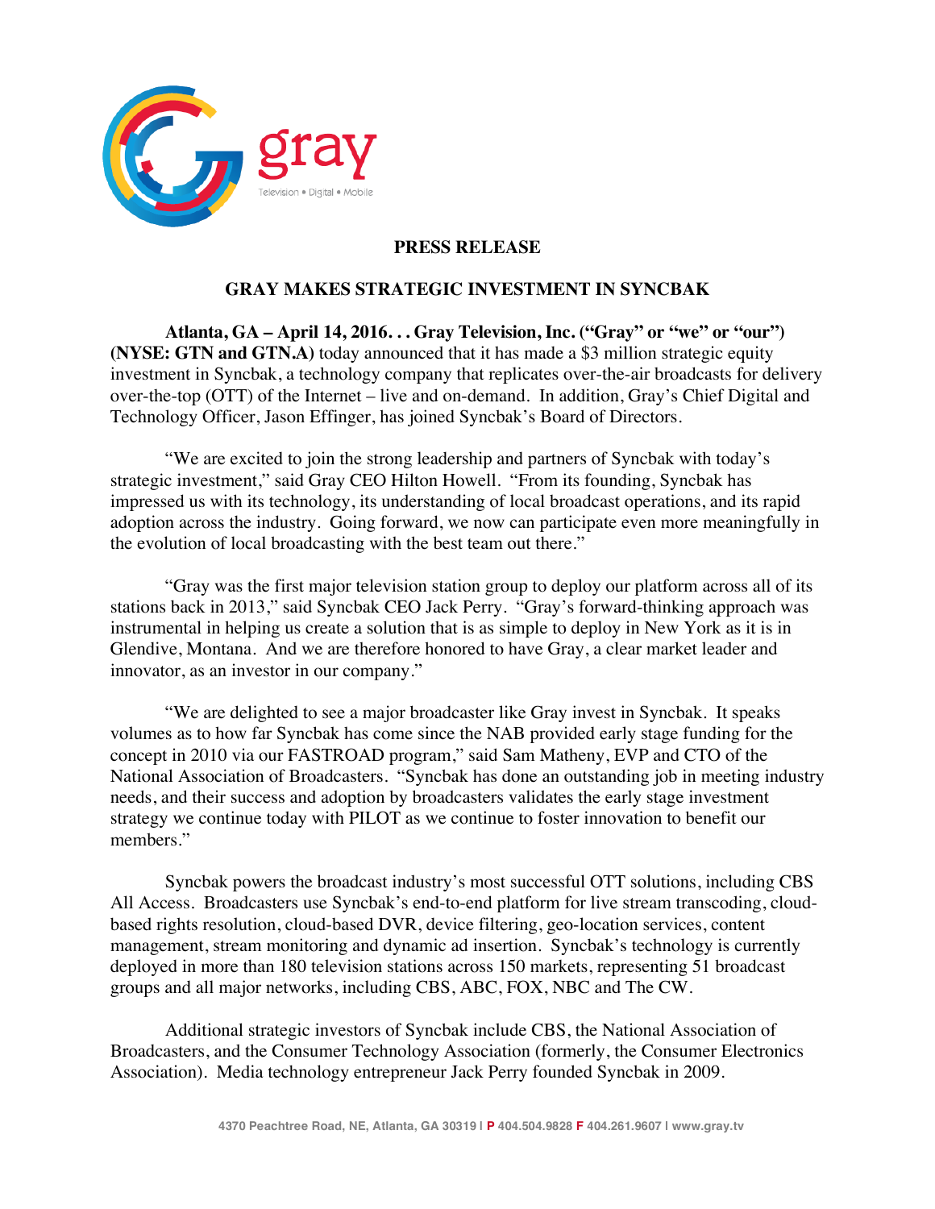gray

Television • Digital • Mobile

**PRESS RELEASE**

**GRAY MAKES STRATEGIC INVESTMENT IN SYNCBAK**

**Atlanta, GA – April 14, 2016. . . Gray Television, Inc. ("Gray" or "we" or "our") (NYSE: GTN and GTN.A)** today announced that it has made a $3 million strategic equity investment in Syncbak, a technology company that replicates over-the-air broadcasts for delivery over-the-top (OTT) of the Internet – live and on-demand. In addition, Gray's Chief Digital and Technology Officer, Jason Effinger, has joined Syncbak's Board of Directors.

"We are excited to join the strong leadership and partners of Syncbak with today's strategic investment," said Gray CEO Hilton Howell. "From its founding, Syncbak has impressed us with its technology, its understanding of local broadcast operations, and its rapid adoption across the industry. Going forward, we now can participate even more meaningfully in the evolution of local broadcasting with the best team out there."

"Gray was the first major television station group to deploy our platform across all of its stations back in 2013," said Syncbak CEO Jack Perry. "Gray's forward-thinking approach was instrumental in helping us create a solution that is as simple to deploy in New York as it is in Glendive, Montana. And we are therefore honored to have Gray, a clear market leader and innovator, as an investor in our company."

"We are delighted to see a major broadcaster like Gray invest in Syncbak. It speaks volumes as to how far Syncbak has come since the NAB provided early stage funding for the concept in 2010 via our FASTROAD program," said Sam Matheny, EVP and CTO of the National Association of Broadcasters. "Syncbak has done an outstanding job in meeting industry needs, and their success and adoption by broadcasters validates the early stage investment strategy we continue today with PILOT as we continue to foster innovation to benefit our members."

Syncbak powers the broadcast industry's most successful OTT solutions, including CBS All Access. Broadcasters use Syncbak's end-to-end platform for live stream transcoding, cloud-based rights resolution, cloud-based DVR, device filtering, geo-location services, content management, stream monitoring and dynamic ad insertion. Syncbak's technology is currently deployed in more than 180 television stations across 150 markets, representing 51 broadcast groups and all major networks, including CBS, ABC, FOX, NBC and The CW.

Additional strategic investors of Syncbak include CBS, the National Association of Broadcasters, and the Consumer Technology Association (formerly, the Consumer Electronics Association). Media technology entrepreneur Jack Perry founded Syncbak in 2009.

4370 Peachtree Road, NE, Atlanta, GA 30319 | P 404.504.9828 F 404.261.9607 | www.gray.tv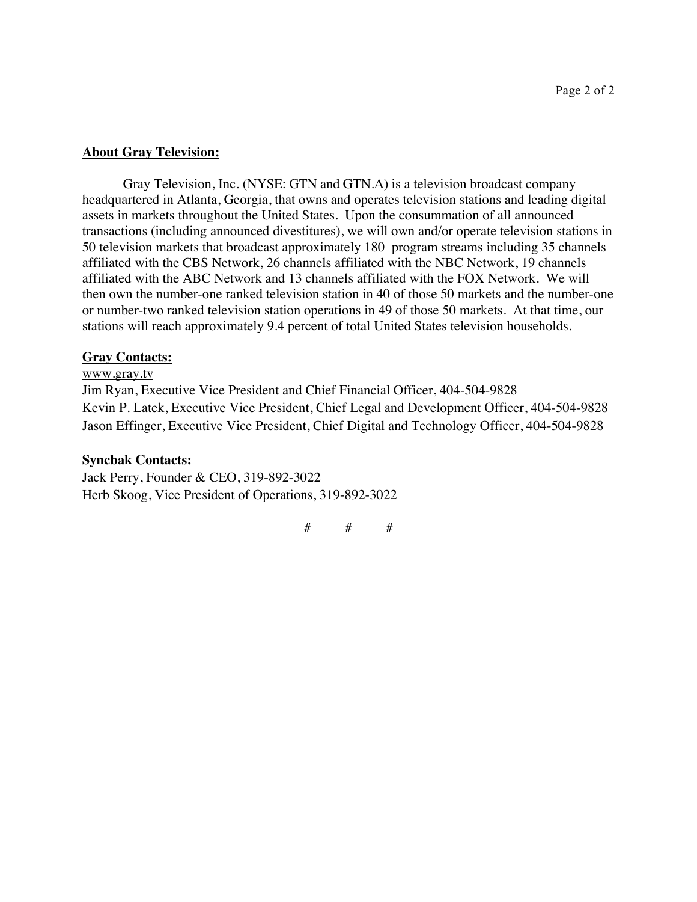**About Gray Television:**

Gray Television, Inc. (NYSE: GTN and GTN.A) is a television broadcast company headquartered in Atlanta, Georgia, that owns and operates television stations and leading digital assets in markets throughout the United States. Upon the consummation of all announced transactions (including announced divestitures), we will own and/or operate television stations in 50 television markets that broadcast approximately 180 program streams including 35 channels affiliated with the CBS Network, 26 channels affiliated with the NBC Network, 19 channels affiliated with the ABC Network and 13 channels affiliated with the FOX Network. We will then own the number-one ranked television station in 40 of those 50 markets and the number-one or number-two ranked television station operations in 49 of those 50 markets. At that time, our stations will reach approximately 9.4 percent of total United States television households.

**Gray Contacts:**

www.gray.tv
Jim Ryan, Executive Vice President and Chief Financial Officer, 404-504-9828
Kevin P. Latek, Executive Vice President, Chief Legal and Development Officer, 404-504-9828
Jason Effinger, Executive Vice President, Chief Digital and Technology Officer, 404-504-9828

**Syncbak Contacts:**

Jack Perry, Founder & CEO, 319-892-3022
Herb Skoog, Vice President of Operations, 319-892-3022

# # #